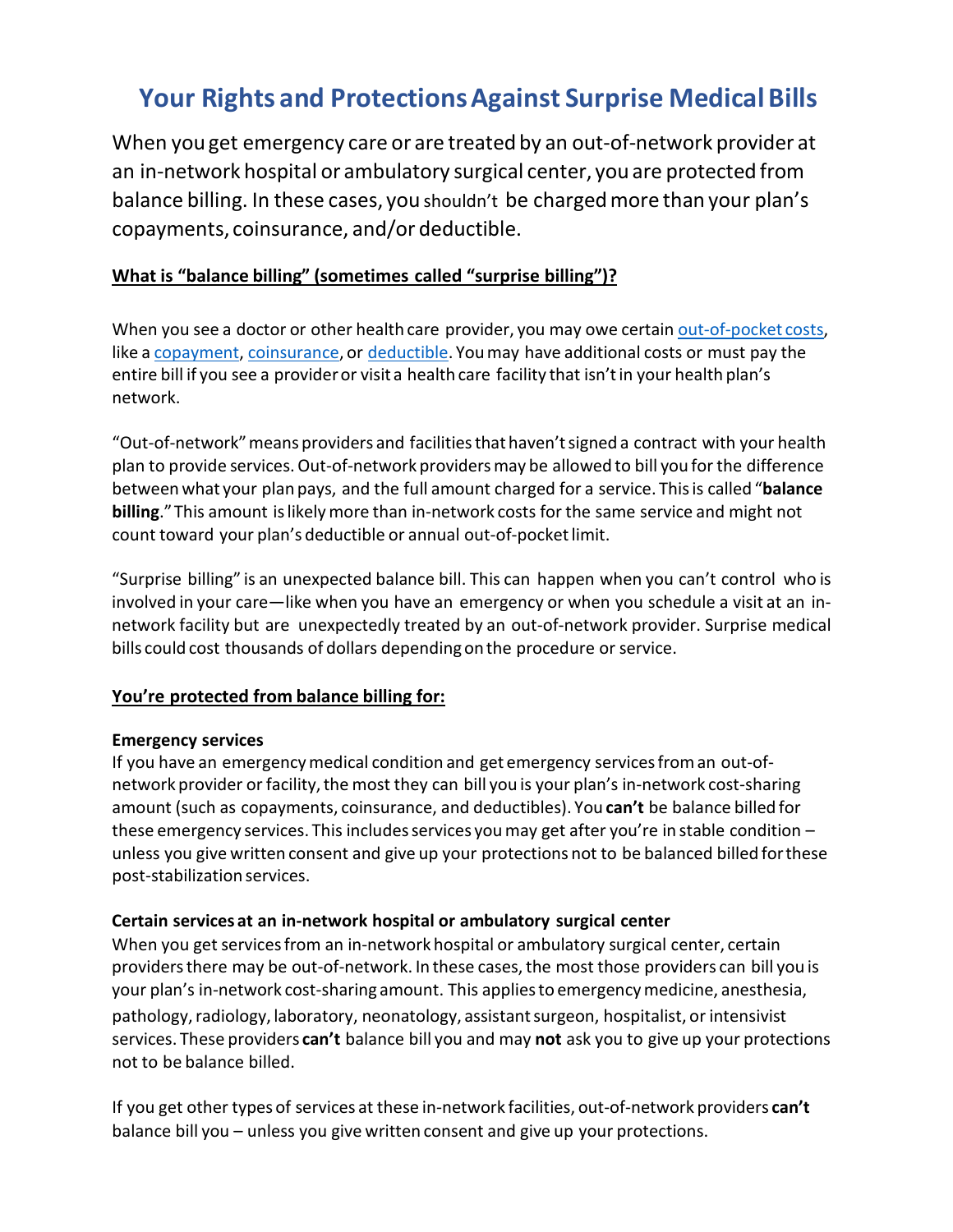# Your Rights and Protections Against Surprise Medical Bills

When you get emergency care or are treated by an out-of-network provider at an in-network hospital or ambulatory surgical center, you are protected from balance billing. In these cases, you shouldn't be charged more than your plan's copayments, coinsurance, and/or deductible.

## What is "balance billing" (sometimes called "surprise billing")?

When you see a doctor or other health care provider, you may owe certain out-of-pocket costs, like a copayment, coinsurance, or deductible. You may have additional costs or must pay the entire bill if you see a provider or visit a health care facility that isn't in your health plan's network.

"Out-of-network" means providers and facilities that haven't signed a contract with your health plan to provide services. Out-of-network providers may be allowed to bill you for the difference between what your plan pays, and the full amount charged for a service. This is called "**balance billing**." This amount is likely more than in-network costs for the same service and might not count toward your plan's deductible or annual out-of-pocket limit.

"Surprise billing" is an unexpected balance bill. This can happen when you can't control who is involved in your care—like when you have an emergency or when you schedule a visit at an in-network facility but are unexpectedly treated by an out-of-network provider. Surprise medical bills could cost thousands of dollars depending on the procedure or service.

## You're protected from balance billing for:

### Emergency services

If you have an emergency medical condition and get emergency services from an out-of-network provider or facility, the most they can bill you is your plan's in-network cost-sharing amount (such as copayments, coinsurance, and deductibles). You **can't** be balance billed for these emergency services. This includes services you may get after you're in stable condition – unless you give written consent and give up your protections not to be balanced billed for these post-stabilization services.

### Certain services at an in-network hospital or ambulatory surgical center

When you get services from an in-network hospital or ambulatory surgical center, certain providers there may be out-of-network. In these cases, the most those providers can bill you is your plan's in-network cost-sharing amount. This applies to emergency medicine, anesthesia, pathology, radiology, laboratory, neonatology, assistant surgeon, hospitalist, or intensivist services. These providers **can't** balance bill you and may **not** ask you to give up your protections not to be balance billed.

If you get other types of services at these in-network facilities, out-of-network providers **can't** balance bill you – unless you give written consent and give up your protections.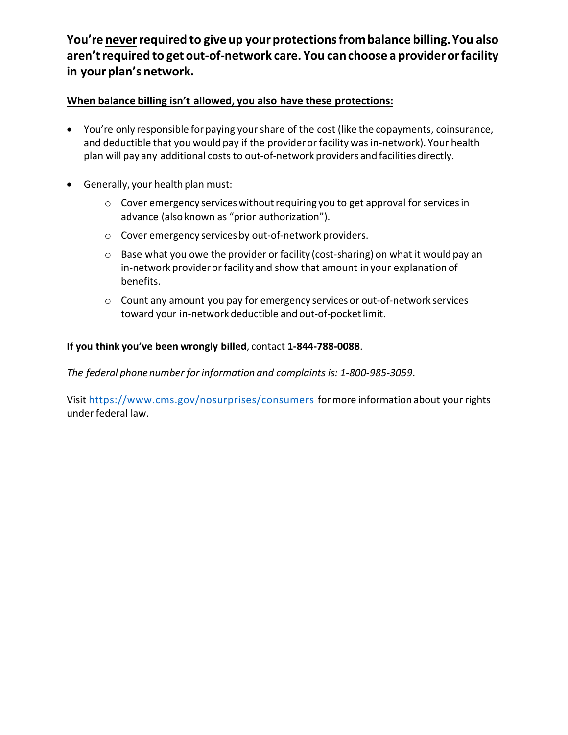**You're <u>never</u> required to give up your protections from balance billing. You also aren't required to get out-of-network care. You can choose a provider or facility in your plan's network.**

**<u>When balance billing isn't allowed, you also have these protections:</u>**

- You're only responsible for paying your share of the cost (like the copayments, coinsurance, and deductible that you would pay if the provider or facility was in-network). Your health plan will pay any additional costs to out-of-network providers and facilities directly.

- Generally, your health plan must:
  - Cover emergency services without requiring you to get approval for services in advance (also known as "prior authorization").
  - Cover emergency services by out-of-network providers.
  - Base what you owe the provider or facility (cost-sharing) on what it would pay an in-network provider or facility and show that amount in your explanation of benefits.
  - Count any amount you pay for emergency services or out-of-network services toward your in-network deductible and out-of-pocket limit.

**If you think you've been wrongly billed**, contact **1-844-788-0088**.

*The federal phone number for information and complaints is: 1-800-985-3059*.

Visit https://www.cms.gov/nosurprises/consumers for more information about your rights under federal law.